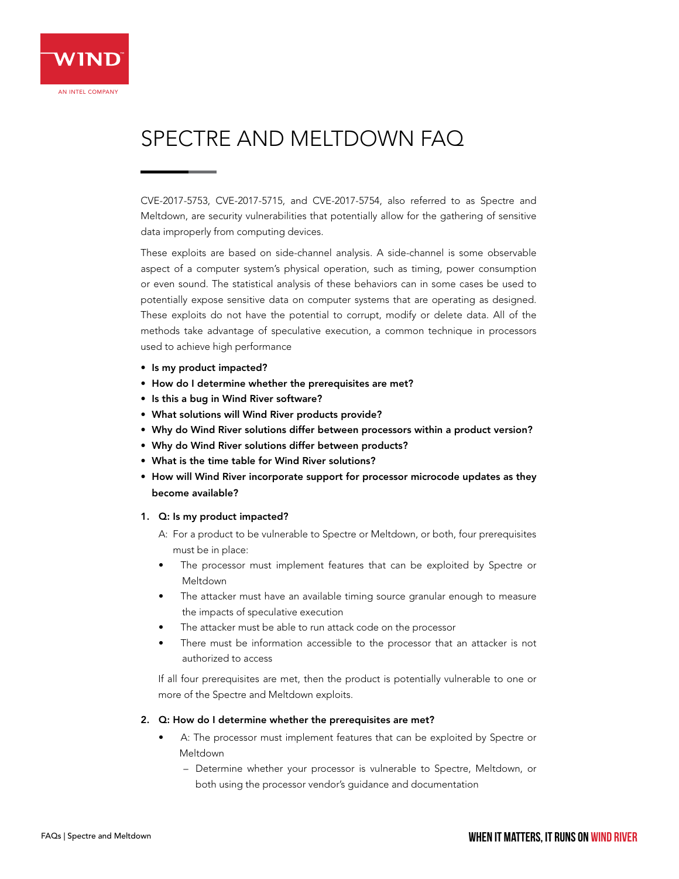# SPECTRE AND MELTDOWN FAQ

CVE-2017-5753, CVE-2017-5715, and CVE-2017-5754, also referred to as Spectre and Meltdown, are security vulnerabilities that potentially allow for the gathering of sensitive data improperly from computing devices.

These exploits are based on side-channel analysis. A side-channel is some observable aspect of a computer system's physical operation, such as timing, power consumption or even sound. The statistical analysis of these behaviors can in some cases be used to potentially expose sensitive data on computer systems that are operating as designed. These exploits do not have the potential to corrupt, modify or delete data. All of the methods take advantage of speculative execution, a common technique in processors used to achieve high performance

- **Is my product impacted?**
- **How do I determine whether the prerequisites are met?**
- **Is this a bug in Wind River software?**
- **What solutions will Wind River products provide?**
- **Why do Wind River solutions differ between processors within a product version?**
- **Why do Wind River solutions differ between products?**
- **What is the time table for Wind River solutions?**
- **How will Wind River incorporate support for processor microcode updates as they become available?**

1. **Q: Is my product impacted?**

   A: For a product to be vulnerable to Spectre or Meltdown, or both, four prerequisites must be in place:

   - The processor must implement features that can be exploited by Spectre or Meltdown
   - The attacker must have an available timing source granular enough to measure the impacts of speculative execution
   - The attacker must be able to run attack code on the processor
   - There must be information accessible to the processor that an attacker is not authorized to access

   If all four prerequisites are met, then the product is potentially vulnerable to one or more of the Spectre and Meltdown exploits.

2. **Q: How do I determine whether the prerequisites are met?**

   - A: The processor must implement features that can be exploited by Spectre or Meltdown
     - Determine whether your processor is vulnerable to Spectre, Meltdown, or both using the processor vendor's guidance and documentation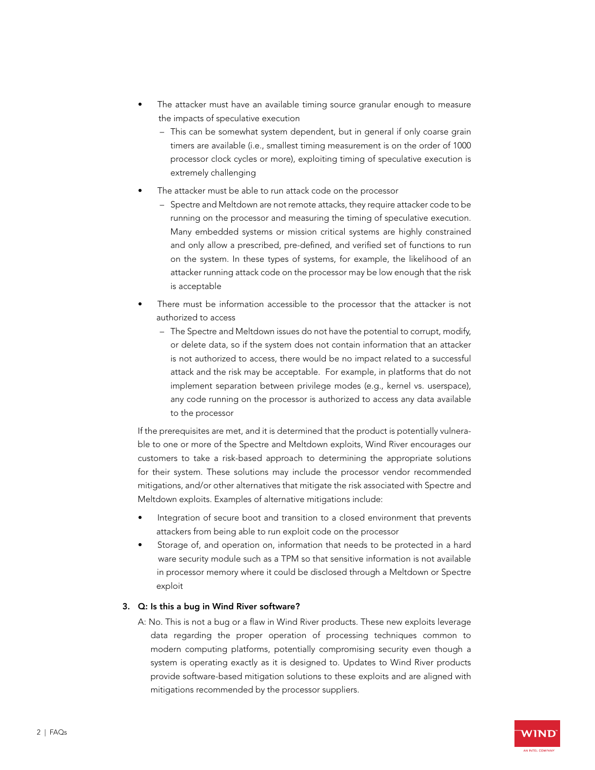- The attacker must have an available timing source granular enough to measure the impacts of speculative execution
  - This can be somewhat system dependent, but in general if only coarse grain timers are available (i.e., smallest timing measurement is on the order of 1000 processor clock cycles or more), exploiting timing of speculative execution is extremely challenging
- The attacker must be able to run attack code on the processor
  - Spectre and Meltdown are not remote attacks, they require attacker code to be running on the processor and measuring the timing of speculative execution. Many embedded systems or mission critical systems are highly constrained and only allow a prescribed, pre-defined, and verified set of functions to run on the system. In these types of systems, for example, the likelihood of an attacker running attack code on the processor may be low enough that the risk is acceptable
- There must be information accessible to the processor that the attacker is not authorized to access
  - The Spectre and Meltdown issues do not have the potential to corrupt, modify, or delete data, so if the system does not contain information that an attacker is not authorized to access, there would be no impact related to a successful attack and the risk may be acceptable. For example, in platforms that do not implement separation between privilege modes (e.g., kernel vs. userspace), any code running on the processor is authorized to access any data available to the processor

If the prerequisites are met, and it is determined that the product is potentially vulnerable to one or more of the Spectre and Meltdown exploits, Wind River encourages our customers to take a risk-based approach to determining the appropriate solutions for their system. These solutions may include the processor vendor recommended mitigations, and/or other alternatives that mitigate the risk associated with Spectre and Meltdown exploits. Examples of alternative mitigations include:

- Integration of secure boot and transition to a closed environment that prevents attackers from being able to run exploit code on the processor
- Storage of, and operation on, information that needs to be protected in a hard ware security module such as a TPM so that sensitive information is not available in processor memory where it could be disclosed through a Meltdown or Spectre exploit

3. **Q: Is this a bug in Wind River software?**

   A: No. This is not a bug or a flaw in Wind River products. These new exploits leverage data regarding the proper operation of processing techniques common to modern computing platforms, potentially compromising security even though a system is operating exactly as it is designed to. Updates to Wind River products provide software-based mitigation solutions to these exploits and are aligned with mitigations recommended by the processor suppliers.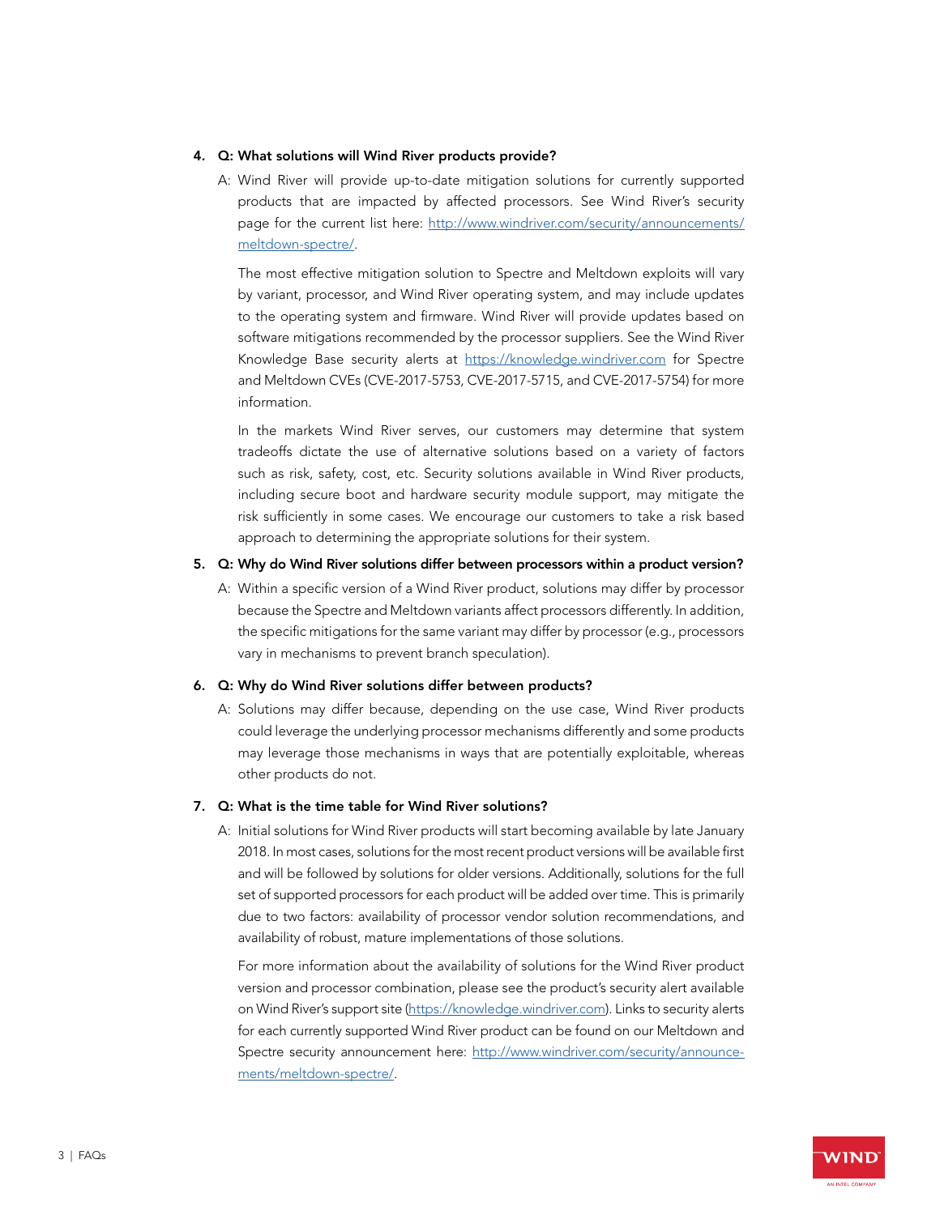4. **Q: What solutions will Wind River products provide?**

   A: Wind River will provide up-to-date mitigation solutions for currently supported products that are impacted by affected processors. See Wind River's security page for the current list here: http://www.windriver.com/security/announcements/meltdown-spectre/.

   The most effective mitigation solution to Spectre and Meltdown exploits will vary by variant, processor, and Wind River operating system, and may include updates to the operating system and firmware. Wind River will provide updates based on software mitigations recommended by the processor suppliers. See the Wind River Knowledge Base security alerts at https://knowledge.windriver.com for Spectre and Meltdown CVEs (CVE-2017-5753, CVE-2017-5715, and CVE-2017-5754) for more information.

   In the markets Wind River serves, our customers may determine that system tradeoffs dictate the use of alternative solutions based on a variety of factors such as risk, safety, cost, etc. Security solutions available in Wind River products, including secure boot and hardware security module support, may mitigate the risk sufficiently in some cases. We encourage our customers to take a risk based approach to determining the appropriate solutions for their system.

5. **Q: Why do Wind River solutions differ between processors within a product version?**

   A: Within a specific version of a Wind River product, solutions may differ by processor because the Spectre and Meltdown variants affect processors differently. In addition, the specific mitigations for the same variant may differ by processor (e.g., processors vary in mechanisms to prevent branch speculation).

6. **Q: Why do Wind River solutions differ between products?**

   A: Solutions may differ because, depending on the use case, Wind River products could leverage the underlying processor mechanisms differently and some products may leverage those mechanisms in ways that are potentially exploitable, whereas other products do not.

7. **Q: What is the time table for Wind River solutions?**

   A: Initial solutions for Wind River products will start becoming available by late January 2018. In most cases, solutions for the most recent product versions will be available first and will be followed by solutions for older versions. Additionally, solutions for the full set of supported processors for each product will be added over time. This is primarily due to two factors: availability of processor vendor solution recommendations, and availability of robust, mature implementations of those solutions.

   For more information about the availability of solutions for the Wind River product version and processor combination, please see the product's security alert available on Wind River's support site (https://knowledge.windriver.com). Links to security alerts for each currently supported Wind River product can be found on our Meltdown and Spectre security announcement here: http://www.windriver.com/security/announcements/meltdown-spectre/.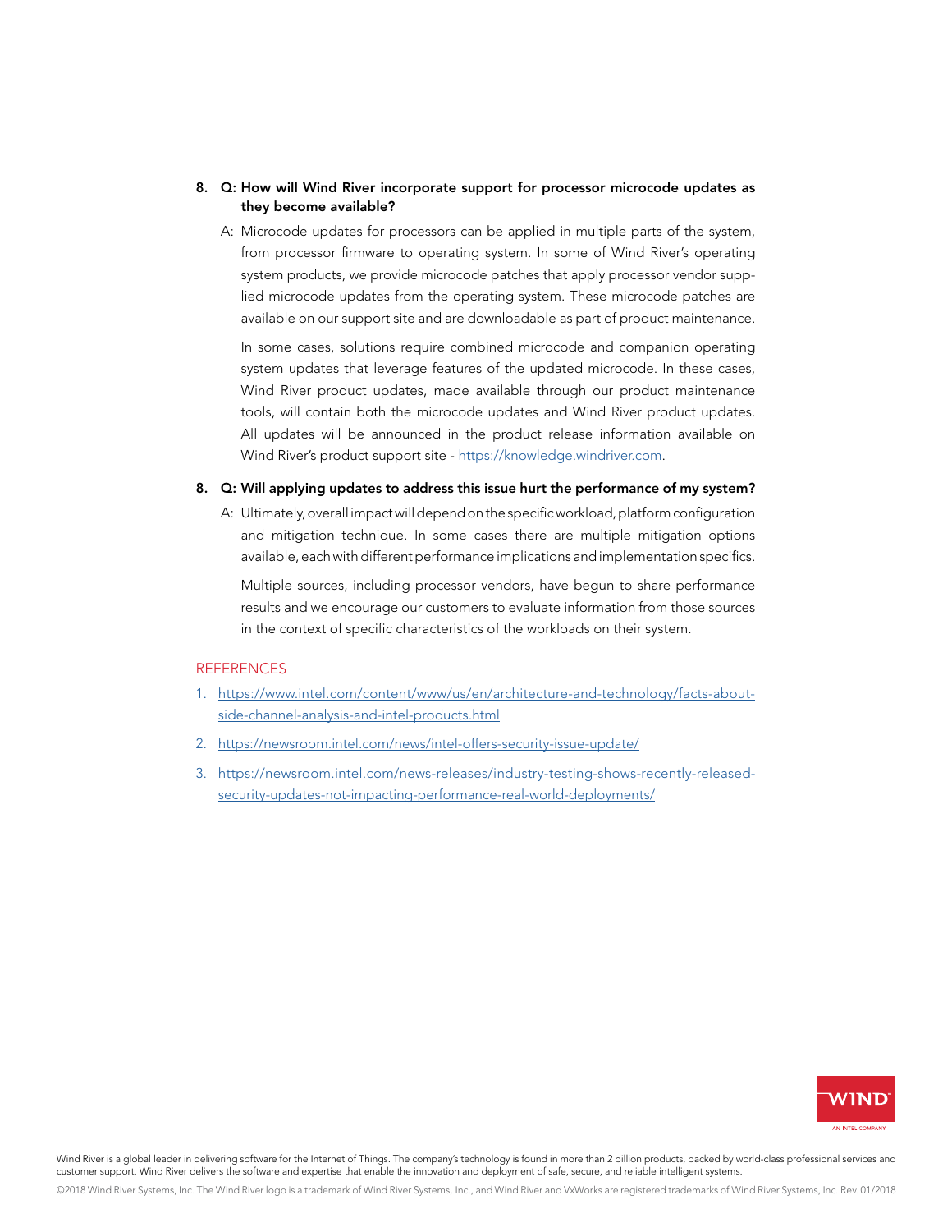8. **Q: How will Wind River incorporate support for processor microcode updates as they become available?**

   A: Microcode updates for processors can be applied in multiple parts of the system, from processor firmware to operating system. In some of Wind River's operating system products, we provide microcode patches that apply processor vendor supplied microcode updates from the operating system. These microcode patches are available on our support site and are downloadable as part of product maintenance.

   In some cases, solutions require combined microcode and companion operating system updates that leverage features of the updated microcode. In these cases, Wind River product updates, made available through our product maintenance tools, will contain both the microcode updates and Wind River product updates. All updates will be announced in the product release information available on Wind River's product support site - https://knowledge.windriver.com.

8. **Q: Will applying updates to address this issue hurt the performance of my system?**

   A: Ultimately, overall impact will depend on the specific workload, platform configuration and mitigation technique. In some cases there are multiple mitigation options available, each with different performance implications and implementation specifics.

   Multiple sources, including processor vendors, have begun to share performance results and we encourage our customers to evaluate information from those sources in the context of specific characteristics of the workloads on their system.

## REFERENCES

1. https://www.intel.com/content/www/us/en/architecture-and-technology/facts-about-side-channel-analysis-and-intel-products.html
2. https://newsroom.intel.com/news/intel-offers-security-issue-update/
3. https://newsroom.intel.com/news-releases/industry-testing-shows-recently-released-security-updates-not-impacting-performance-real-world-deployments/

WIND
AN INTEL COMPANY

Wind River is a global leader in delivering software for the Internet of Things. The company's technology is found in more than 2 billion products, backed by world-class professional services and customer support. Wind River delivers the software and expertise that enable the innovation and deployment of safe, secure, and reliable intelligent systems.

©2018 Wind River Systems, Inc. The Wind River logo is a trademark of Wind River Systems, Inc., and Wind River and VxWorks are registered trademarks of Wind River Systems, Inc. Rev. 01/2018